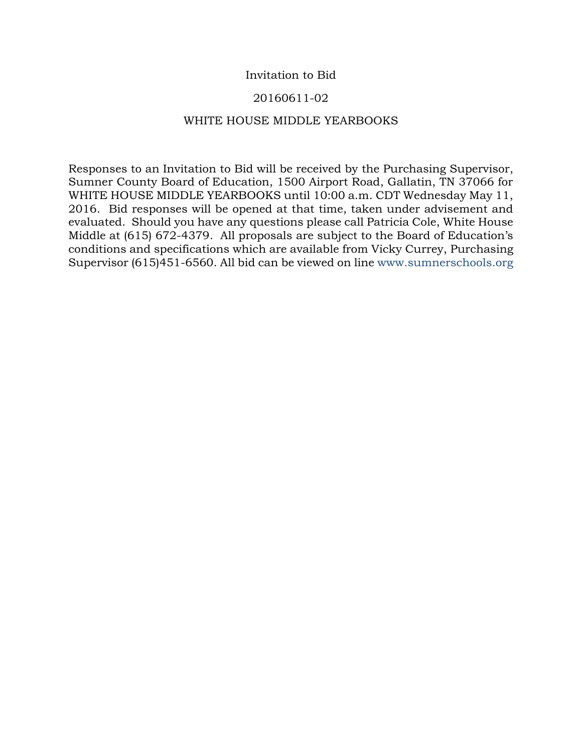# Invitation to Bid

## 20160611-02

## WHITE HOUSE MIDDLE YEARBOOKS

Responses to an Invitation to Bid will be received by the Purchasing Supervisor, Sumner County Board of Education, 1500 Airport Road, Gallatin, TN 37066 for WHITE HOUSE MIDDLE YEARBOOKS until 10:00 a.m. CDT Wednesday May 11, 2016. Bid responses will be opened at that time, taken under advisement and evaluated. Should you have any questions please call Patricia Cole, White House Middle at (615) 672-4379. All proposals are subject to the Board of Education's conditions and specifications which are available from Vicky Currey, Purchasing Supervisor (615)451-6560. All bid can be viewed on line www.sumnerschools.org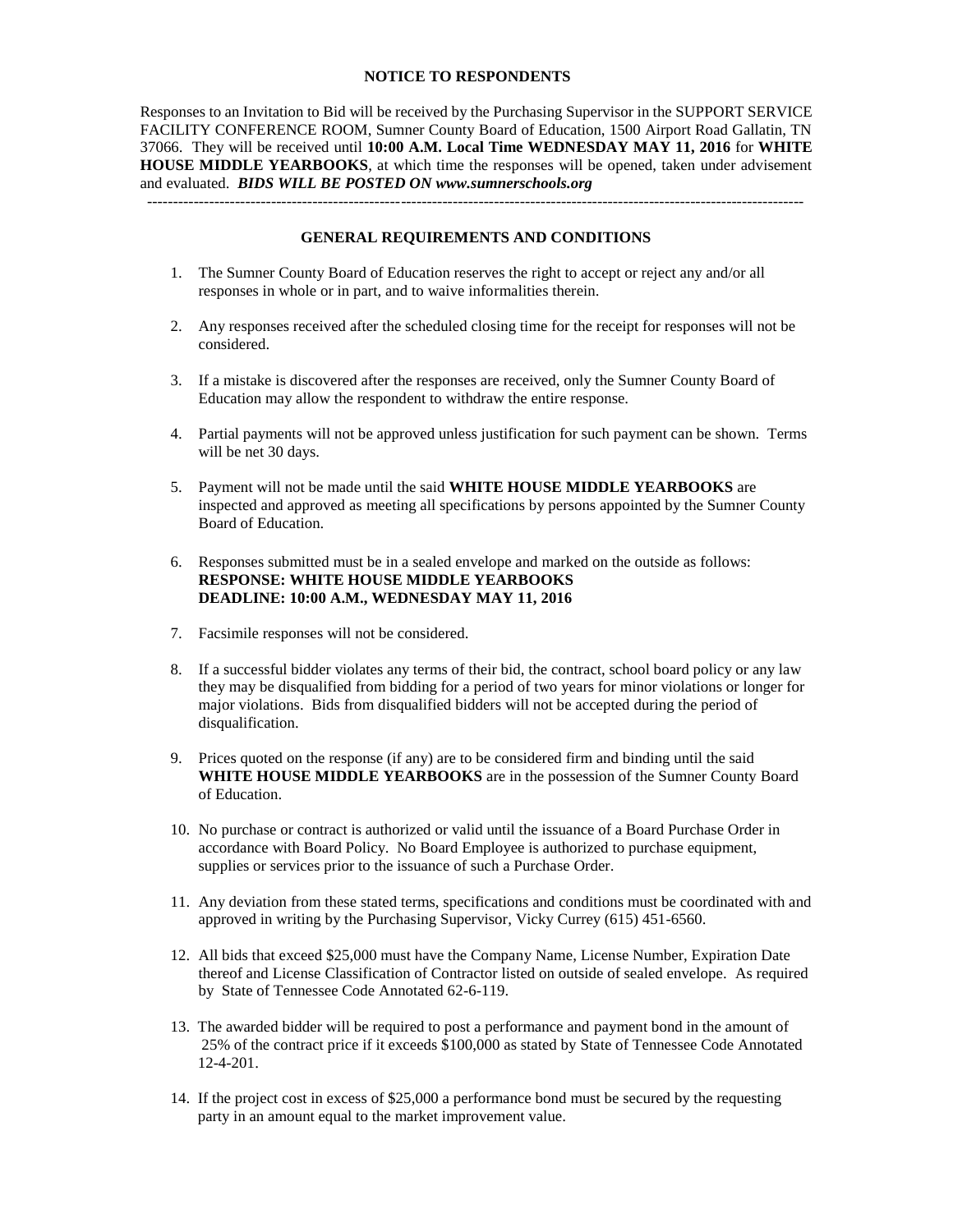**NOTICE TO RESPONDENTS**

Responses to an Invitation to Bid will be received by the Purchasing Supervisor in the SUPPORT SERVICE FACILITY CONFERENCE ROOM, Sumner County Board of Education, 1500 Airport Road Gallatin, TN 37066. They will be received until **10:00 A.M. Local Time WEDNESDAY MAY 11, 2016** for **WHITE HOUSE MIDDLE YEARBOOKS**, at which time the responses will be opened, taken under advisement and evaluated. ***BIDS WILL BE POSTED ON www.sumnerschools.org***

---

**GENERAL REQUIREMENTS AND CONDITIONS**

1. The Sumner County Board of Education reserves the right to accept or reject any and/or all responses in whole or in part, and to waive informalities therein.

2. Any responses received after the scheduled closing time for the receipt for responses will not be considered.

3. If a mistake is discovered after the responses are received, only the Sumner County Board of Education may allow the respondent to withdraw the entire response.

4. Partial payments will not be approved unless justification for such payment can be shown. Terms will be net 30 days.

5. Payment will not be made until the said **WHITE HOUSE MIDDLE YEARBOOKS** are inspected and approved as meeting all specifications by persons appointed by the Sumner County Board of Education.

6. Responses submitted must be in a sealed envelope and marked on the outside as follows:
   **RESPONSE: WHITE HOUSE MIDDLE YEARBOOKS**
   **DEADLINE: 10:00 A.M., WEDNESDAY MAY 11, 2016**

7. Facsimile responses will not be considered.

8. If a successful bidder violates any terms of their bid, the contract, school board policy or any law they may be disqualified from bidding for a period of two years for minor violations or longer for major violations. Bids from disqualified bidders will not be accepted during the period of disqualification.

9. Prices quoted on the response (if any) are to be considered firm and binding until the said **WHITE HOUSE MIDDLE YEARBOOKS** are in the possession of the Sumner County Board of Education.

10. No purchase or contract is authorized or valid until the issuance of a Board Purchase Order in accordance with Board Policy. No Board Employee is authorized to purchase equipment, supplies or services prior to the issuance of such a Purchase Order.

11. Any deviation from these stated terms, specifications and conditions must be coordinated with and approved in writing by the Purchasing Supervisor, Vicky Currey (615) 451-6560.

12. All bids that exceed $25,000 must have the Company Name, License Number, Expiration Date thereof and License Classification of Contractor listed on outside of sealed envelope. As required by State of Tennessee Code Annotated 62-6-119.

13. The awarded bidder will be required to post a performance and payment bond in the amount of 25% of the contract price if it exceeds $100,000 as stated by State of Tennessee Code Annotated 12-4-201.

14. If the project cost in excess of $25,000 a performance bond must be secured by the requesting party in an amount equal to the market improvement value.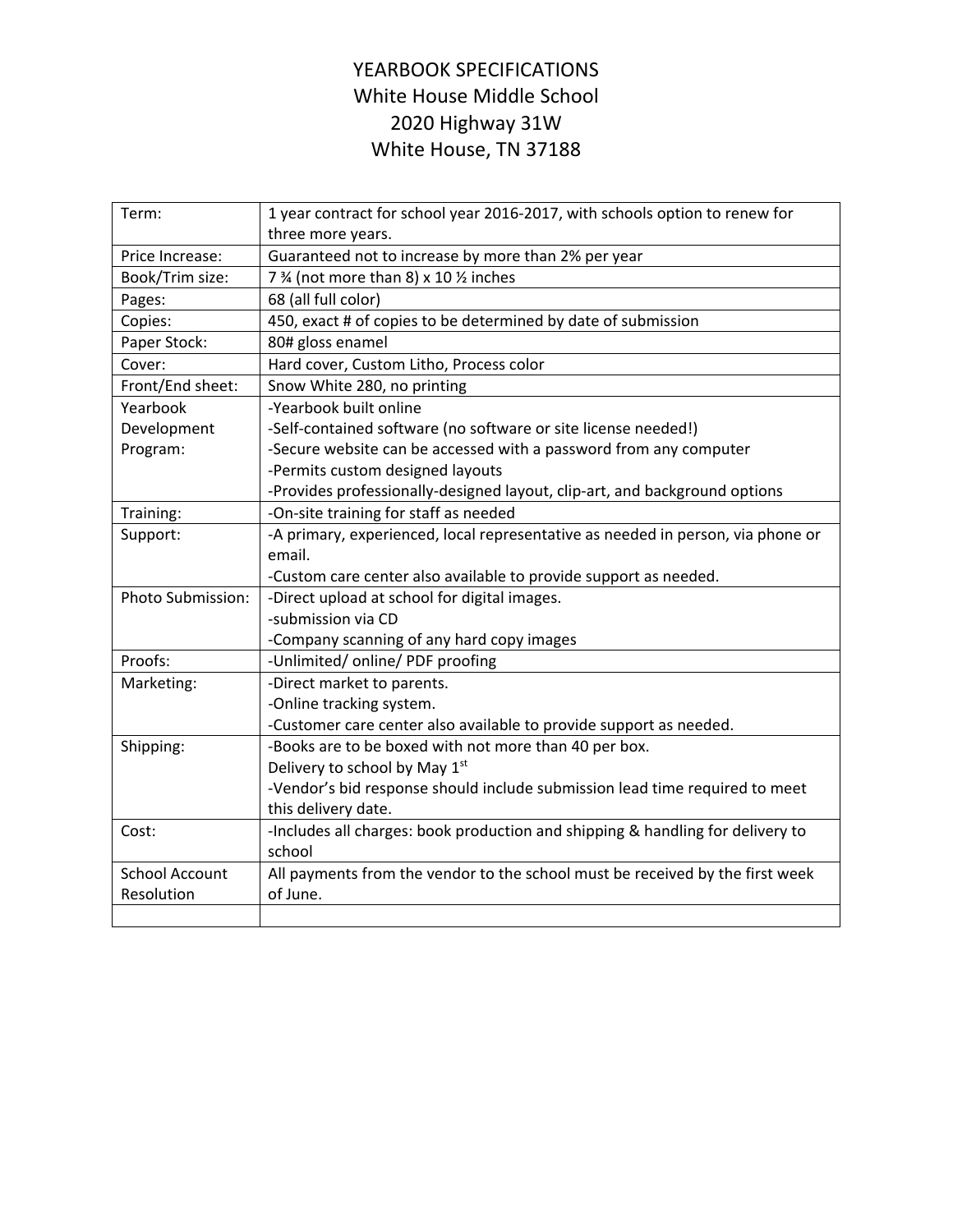# YEARBOOK SPECIFICATIONS

## White House Middle School
## 2020 Highway 31W
## White House, TN 37188

| | |
|---|---|
| Term: | 1 year contract for school year 2016-2017, with schools option to renew for three more years. |
| Price Increase: | Guaranteed not to increase by more than 2% per year |
| Book/Trim size: | 7 ¾ (not more than 8) x 10 ½ inches |
| Pages: | 68 (all full color) |
| Copies: | 450, exact # of copies to be determined by date of submission |
| Paper Stock: | 80# gloss enamel |
| Cover: | Hard cover, Custom Litho, Process color |
| Front/End sheet: | Snow White 280, no printing |
| Yearbook Development Program: | -Yearbook built online<br>-Self-contained software (no software or site license needed!)<br>-Secure website can be accessed with a password from any computer<br>-Permits custom designed layouts<br>-Provides professionally-designed layout, clip-art, and background options |
| Training: | -On-site training for staff as needed |
| Support: | -A primary, experienced, local representative as needed in person, via phone or email.<br>-Custom care center also available to provide support as needed. |
| Photo Submission: | -Direct upload at school for digital images.<br>-submission via CD<br>-Company scanning of any hard copy images |
| Proofs: | -Unlimited/ online/ PDF proofing |
| Marketing: | -Direct market to parents.<br>-Online tracking system.<br>-Customer care center also available to provide support as needed. |
| Shipping: | -Books are to be boxed with not more than 40 per box.<br>Delivery to school by May 1st<br>-Vendor's bid response should include submission lead time required to meet this delivery date. |
| Cost: | -Includes all charges: book production and shipping & handling for delivery to school |
| School Account Resolution | All payments from the vendor to the school must be received by the first week of June. |
| | |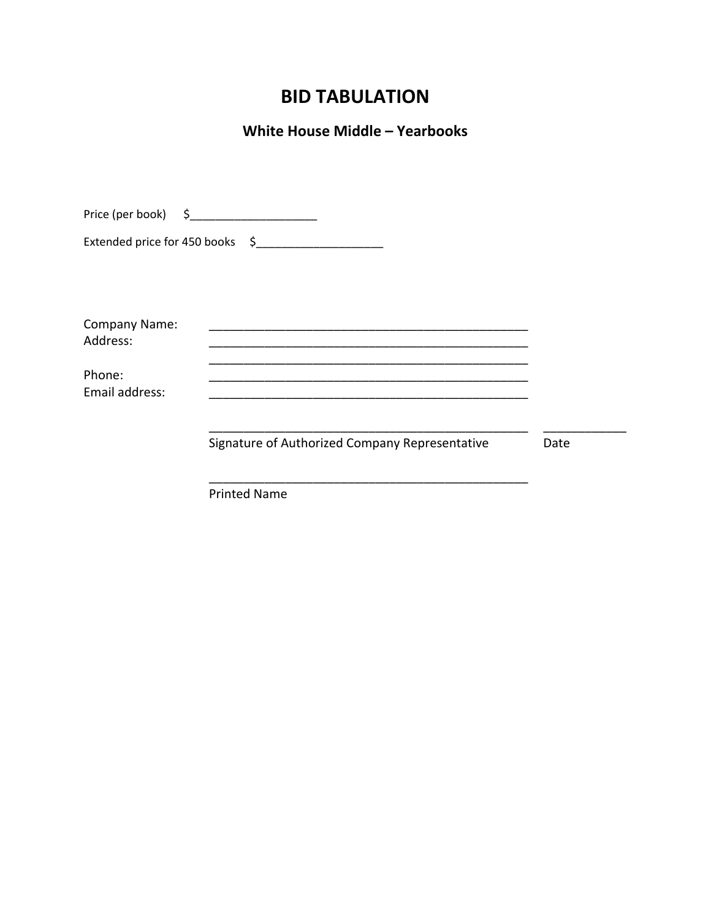# BID TABULATION

## White House Middle – Yearbooks

Price (per book) $____________________

Extended price for 450 books $____________________

Company Name: ________________________________________________

Address: ________________________________________________

________________________________________________

Phone: ________________________________________________

Email address: ________________________________________________

________________________________________________ ____________

Signature of Authorized Company Representative Date

________________________________________________

Printed Name